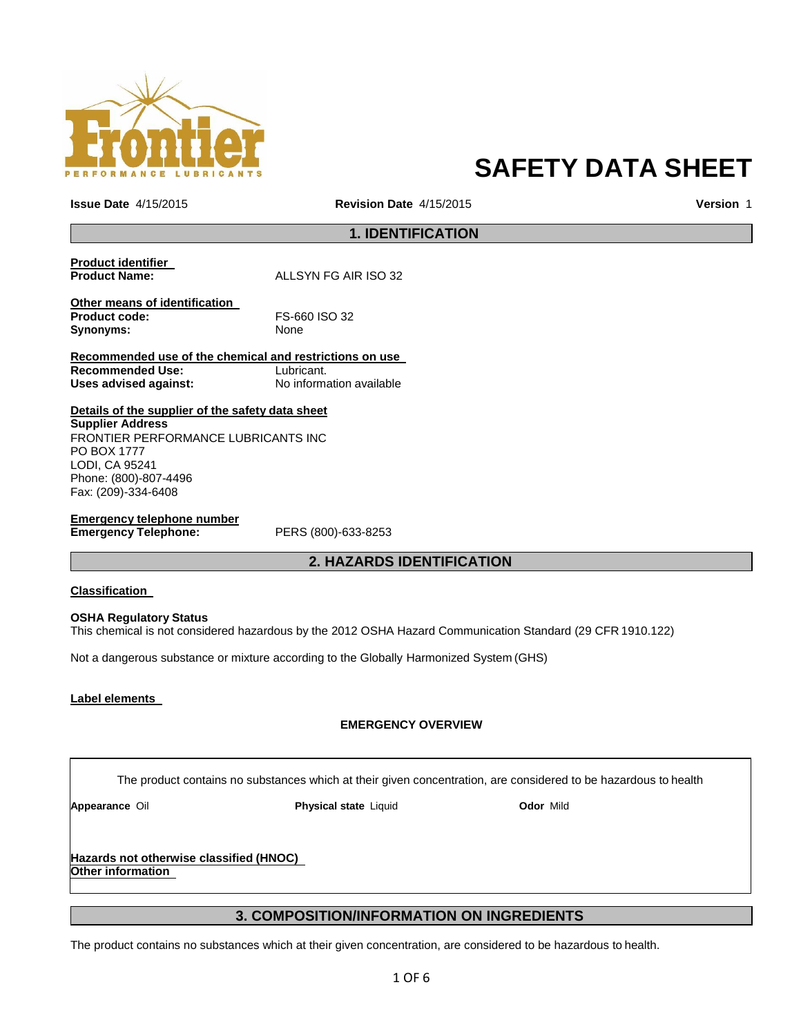# SAFETY DATA SHEET

**Issue Date** 4/15/2015 **Revision Date** 4/15/2015 **Version** 1

## 1. IDENTIFICATION

**Product identifier**

**Product Name:** ALLSYN FG AIR ISO 32

**Other means of identification**

**Product code:** FS-660 ISO 32

**Synonyms:** None

**Recommended use of the chemical and restrictions on use**

**Recommended Use:** Lubricant.

**Uses advised against:** No information available

**Details of the supplier of the safety data sheet**

**Supplier Address**

FRONTIER PERFORMANCE LUBRICANTS INC
PO BOX 1777
LODI, CA 95241
Phone: (800)-807-4496
Fax: (209)-334-6408

**Emergency telephone number**

**Emergency Telephone:** PERS (800)-633-8253

## 2. HAZARDS IDENTIFICATION

**Classification**

**OSHA Regulatory Status**

This chemical is not considered hazardous by the 2012 OSHA Hazard Communication Standard (29 CFR 1910.122)

Not a dangerous substance or mixture according to the Globally Harmonized System (GHS)

**Label elements**

**EMERGENCY OVERVIEW**

The product contains no substances which at their given concentration, are considered to be hazardous to health

**Appearance** Oil **Physical state** Liquid **Odor** Mild

**Hazards not otherwise classified (HNOC)**

**Other information**

## 3. COMPOSITION/INFORMATION ON INGREDIENTS

The product contains no substances which at their given concentration, are considered to be hazardous to health.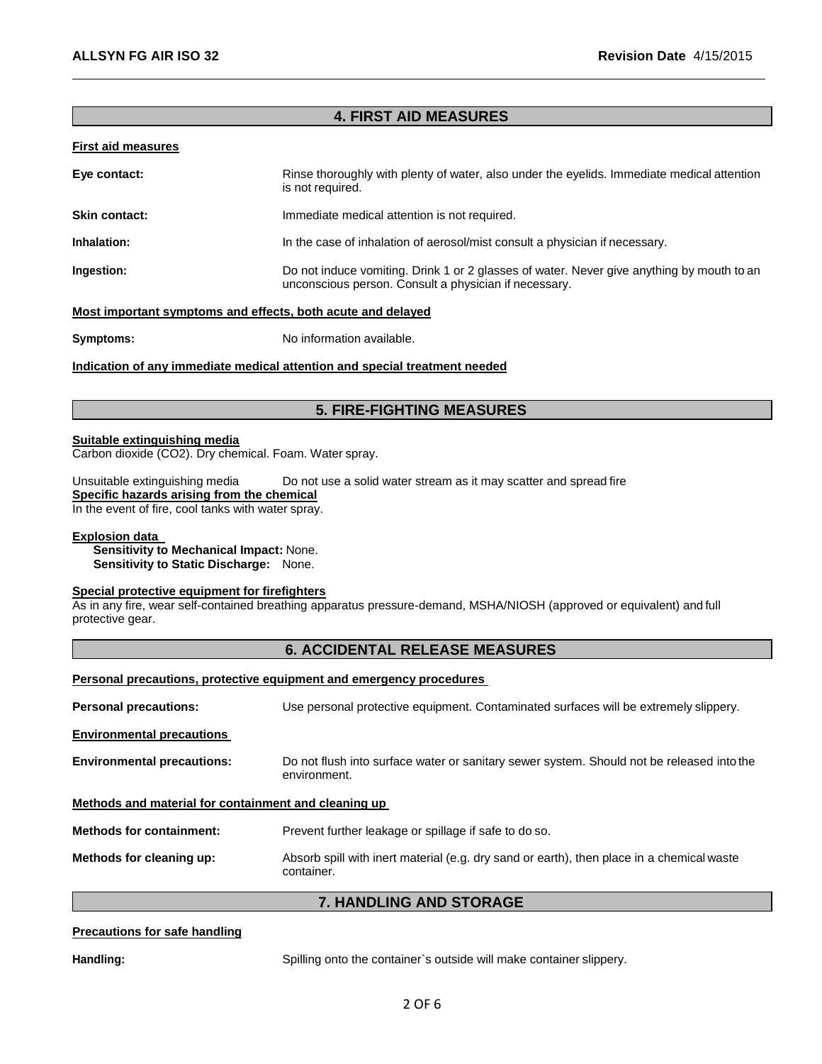## 4. FIRST AID MEASURES

**First aid measures**

**Eye contact:** Rinse thoroughly with plenty of water, also under the eyelids. Immediate medical attention is not required.

**Skin contact:** Immediate medical attention is not required.

**Inhalation:** In the case of inhalation of aerosol/mist consult a physician if necessary.

**Ingestion:** Do not induce vomiting. Drink 1 or 2 glasses of water. Never give anything by mouth to an unconscious person. Consult a physician if necessary.

**Most important symptoms and effects, both acute and delayed**

**Symptoms:** No information available.

**Indication of any immediate medical attention and special treatment needed**

## 5. FIRE-FIGHTING MEASURES

**Suitable extinguishing media**

Carbon dioxide ($CO_2$). Dry chemical. Foam. Water spray.

Unsuitable extinguishing media Do not use a solid water stream as it may scatter and spread fire

**Specific hazards arising from the chemical**

In the event of fire, cool tanks with water spray.

**Explosion data**

**Sensitivity to Mechanical Impact:** None.
**Sensitivity to Static Discharge:** None.

**Special protective equipment for firefighters**

As in any fire, wear self-contained breathing apparatus pressure-demand, MSHA/NIOSH (approved or equivalent) and full protective gear.

## 6. ACCIDENTAL RELEASE MEASURES

**Personal precautions, protective equipment and emergency procedures**

**Personal precautions:** Use personal protective equipment. Contaminated surfaces will be extremely slippery.

**Environmental precautions**

**Environmental precautions:** Do not flush into surface water or sanitary sewer system. Should not be released into the environment.

**Methods and material for containment and cleaning up**

**Methods for containment:** Prevent further leakage or spillage if safe to do so.

**Methods for cleaning up:** Absorb spill with inert material (e.g. dry sand or earth), then place in a chemical waste container.

## 7. HANDLING AND STORAGE

**Precautions for safe handling**

**Handling:** Spilling onto the container`s outside will make container slippery.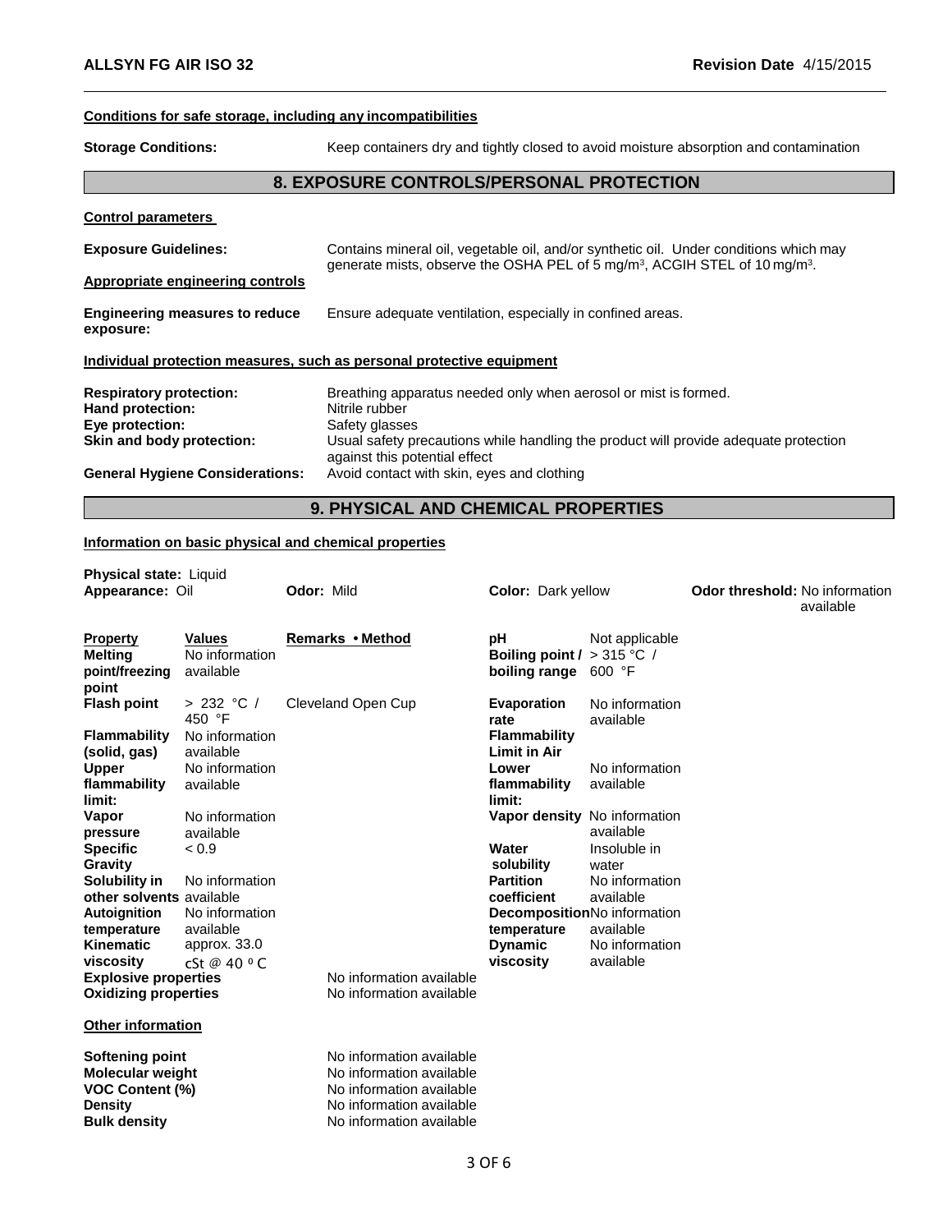**Conditions for safe storage, including any incompatibilities**

**Storage Conditions:** Keep containers dry and tightly closed to avoid moisture absorption and contamination

## 8. EXPOSURE CONTROLS/PERSONAL PROTECTION

**Control parameters**

**Exposure Guidelines:** Contains mineral oil, vegetable oil, and/or synthetic oil. Under conditions which may generate mists, observe the OSHA PEL of 5 mg/m³, ACGIH STEL of 10 mg/m³.

**Appropriate engineering controls**

**Engineering measures to reduce exposure:** Ensure adequate ventilation, especially in confined areas.

**Individual protection measures, such as personal protective equipment**

**Respiratory protection:** Breathing apparatus needed only when aerosol or mist is formed.
**Hand protection:** Nitrile rubber
**Eye protection:** Safety glasses
**Skin and body protection:** Usual safety precautions while handling the product will provide adequate protection against this potential effect
**General Hygiene Considerations:** Avoid contact with skin, eyes and clothing

## 9. PHYSICAL AND CHEMICAL PROPERTIES

**Information on basic physical and chemical properties**

**Physical state:** Liquid
**Appearance:** Oil
**Odor:** Mild
**Color:** Dark yellow
**Odor threshold:** No information available

| Property | Values | Remarks • Method | Property | Values |
|---|---|---|---|---|
| **Melting point/freezing point** | No information available | | **pH** | Not applicable |
| **Flash point** | > 232 °C / 450 °F | Cleveland Open Cup | **Boiling point / boiling range** | > 315 °C / 600 °F |
| **Flammability (solid, gas)** | No information available | | **Evaporation rate** | No information available |
| **Upper flammability limit:** | No information available | | **Flammability Limit in Air** | |
| | | | **Lower flammability limit:** | No information available |
| **Vapor pressure** | No information available | | **Vapor density** | No information available |
| **Specific Gravity** | < 0.9 | | **Water solubility** | Insoluble in water |
| **Solubility in other solvents** | No information available | | **Partition coefficient** | No information available |
| **Autoignition temperature** | No information available | | **Decomposition temperature** | No information available |
| **Kinematic viscosity** | approx. 33.0 cSt @ 40 ºC | | **Dynamic viscosity** | No information available |
| **Explosive properties** | | No information available | | |
| **Oxidizing properties** | | No information available | | |

**Other information**

| | |
|---|---|
| **Softening point** | No information available |
| **Molecular weight** | No information available |
| **VOC Content (%)** | No information available |
| **Density** | No information available |
| **Bulk density** | No information available |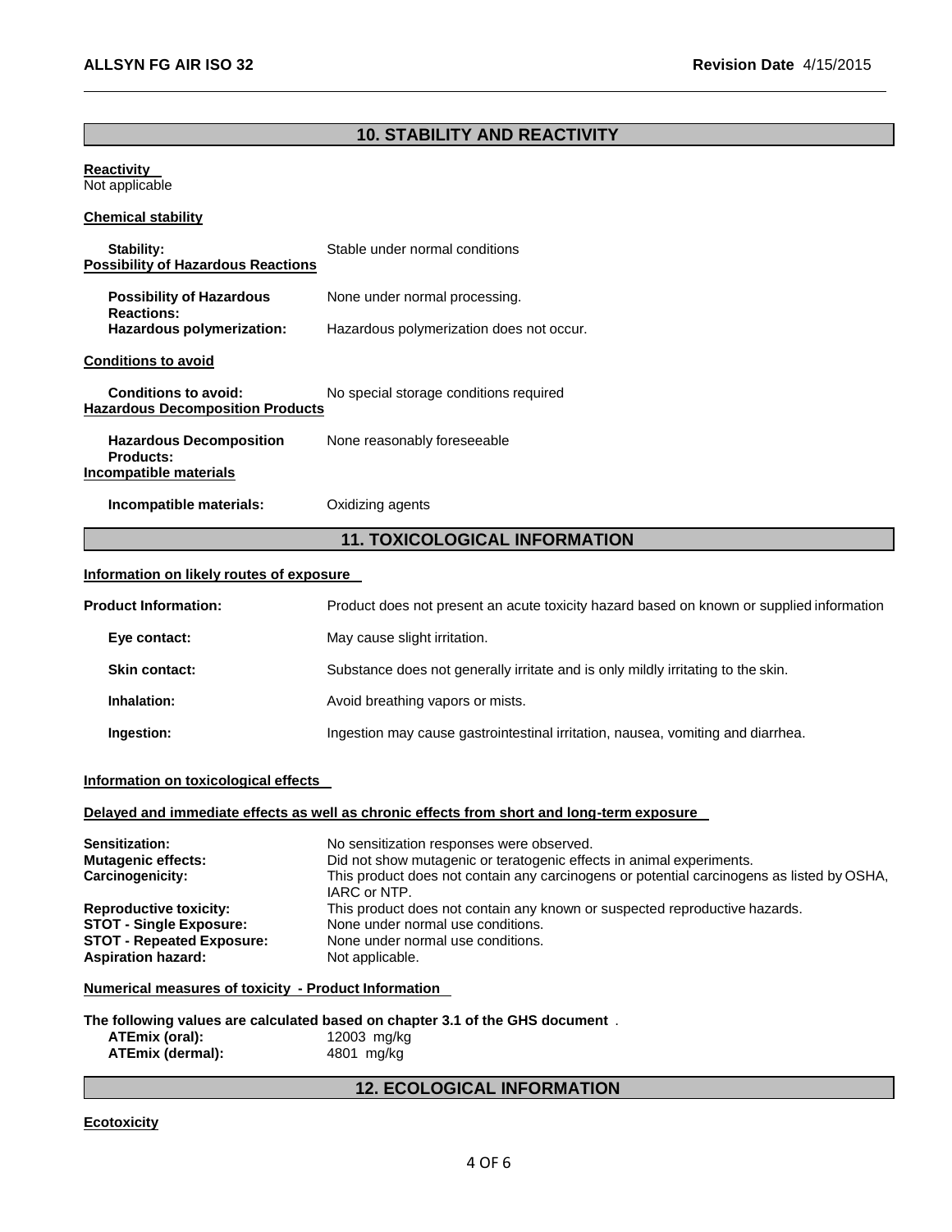## 10. STABILITY AND REACTIVITY

**Reactivity**
Not applicable

**Chemical stability**

**Stability:** Stable under normal conditions

**Possibility of Hazardous Reactions**

**Possibility of Hazardous Reactions:** None under normal processing.

**Hazardous polymerization:** Hazardous polymerization does not occur.

**Conditions to avoid**

**Conditions to avoid:** No special storage conditions required

**Hazardous Decomposition Products**

**Hazardous Decomposition Products:** None reasonably foreseeable

**Incompatible materials**

**Incompatible materials:** Oxidizing agents

## 11. TOXICOLOGICAL INFORMATION

**Information on likely routes of exposure**

**Product Information:** Product does not present an acute toxicity hazard based on known or supplied information

**Eye contact:** May cause slight irritation.

**Skin contact:** Substance does not generally irritate and is only mildly irritating to the skin.

**Inhalation:** Avoid breathing vapors or mists.

**Ingestion:** Ingestion may cause gastrointestinal irritation, nausea, vomiting and diarrhea.

**Information on toxicological effects**

**Delayed and immediate effects as well as chronic effects from short and long-term exposure**

**Sensitization:** No sensitization responses were observed.
**Mutagenic effects:** Did not show mutagenic or teratogenic effects in animal experiments.
**Carcinogenicity:** This product does not contain any carcinogens or potential carcinogens as listed by OSHA, IARC or NTP.
**Reproductive toxicity:** This product does not contain any known or suspected reproductive hazards.
**STOT - Single Exposure:** None under normal use conditions.
**STOT - Repeated Exposure:** None under normal use conditions.
**Aspiration hazard:** Not applicable.

**Numerical measures of toxicity - Product Information**

**The following values are calculated based on chapter 3.1 of the GHS document** .
**ATEmix (oral):** 12003 mg/kg
**ATEmix (dermal):** 4801 mg/kg

## 12. ECOLOGICAL INFORMATION

**Ecotoxicity**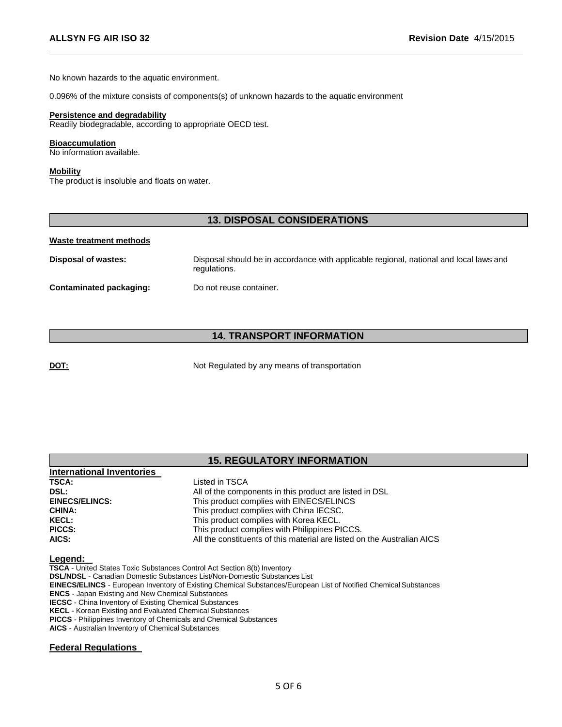No known hazards to the aquatic environment.

0.096% of the mixture consists of components(s) of unknown hazards to the aquatic environment

**Persistence and degradability**
Readily biodegradable, according to appropriate OECD test.

**Bioaccumulation**
No information available.

**Mobility**
The product is insoluble and floats on water.

## 13. DISPOSAL CONSIDERATIONS

**Waste treatment methods**

**Disposal of wastes:** Disposal should be in accordance with applicable regional, national and local laws and regulations.

**Contaminated packaging:** Do not reuse container.

## 14. TRANSPORT INFORMATION

**DOT:** Not Regulated by any means of transportation

## 15. REGULATORY INFORMATION

**International Inventories**

| | |
|---|---|
| **TSCA:** | Listed in TSCA |
| **DSL:** | All of the components in this product are listed in DSL |
| **EINECS/ELINCS:** | This product complies with EINECS/ELINCS |
| **CHINA:** | This product complies with China IECSC. |
| **KECL:** | This product complies with Korea KECL. |
| **PICCS:** | This product complies with Philippines PICCS. |
| **AICS:** | All the constituents of this material are listed on the Australian AICS |

**Legend:**

**TSCA** - United States Toxic Substances Control Act Section 8(b) Inventory
**DSL/NDSL** - Canadian Domestic Substances List/Non-Domestic Substances List
**EINECS/ELINCS** - European Inventory of Existing Chemical Substances/European List of Notified Chemical Substances
**ENCS** - Japan Existing and New Chemical Substances
**IECSC** - China Inventory of Existing Chemical Substances
**KECL** - Korean Existing and Evaluated Chemical Substances
**PICCS** - Philippines Inventory of Chemicals and Chemical Substances
**AICS** - Australian Inventory of Chemical Substances

**Federal Regulations**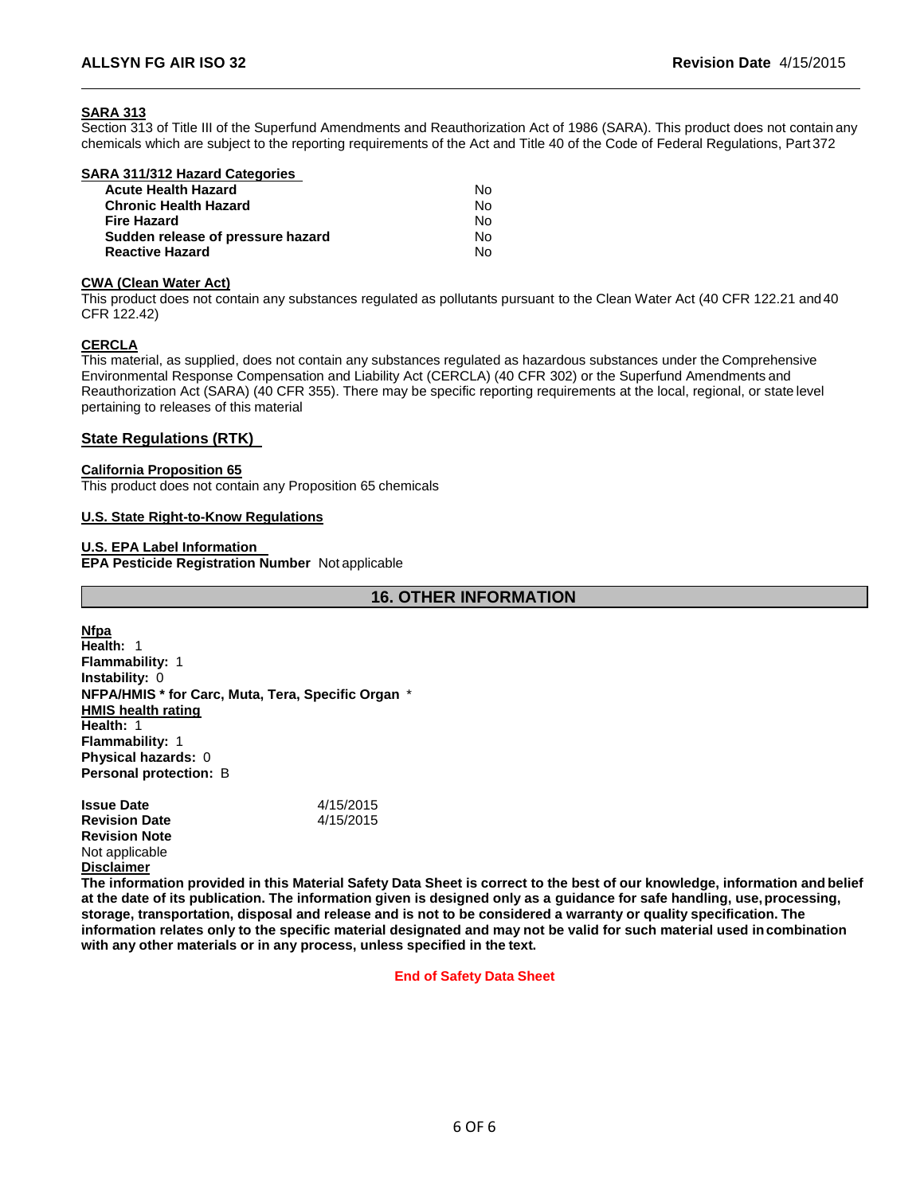### SARA 313

Section 313 of Title III of the Superfund Amendments and Reauthorization Act of 1986 (SARA). This product does not contain any chemicals which are subject to the reporting requirements of the Act and Title 40 of the Code of Federal Regulations, Part 372

### SARA 311/312 Hazard Categories

| | |
|---|---|
| **Acute Health Hazard** | No |
| **Chronic Health Hazard** | No |
| **Fire Hazard** | No |
| **Sudden release of pressure hazard** | No |
| **Reactive Hazard** | No |

### CWA (Clean Water Act)

This product does not contain any substances regulated as pollutants pursuant to the Clean Water Act (40 CFR 122.21 and 40 CFR 122.42)

### CERCLA

This material, as supplied, does not contain any substances regulated as hazardous substances under the Comprehensive Environmental Response Compensation and Liability Act (CERCLA) (40 CFR 302) or the Superfund Amendments and Reauthorization Act (SARA) (40 CFR 355). There may be specific reporting requirements at the local, regional, or state level pertaining to releases of this material

## State Regulations (RTK)

### California Proposition 65

This product does not contain any Proposition 65 chemicals

### U.S. State Right-to-Know Regulations

### U.S. EPA Label Information

**EPA Pesticide Registration Number** Not applicable

## 16. OTHER INFORMATION

### Nfpa

**Health:** 1
**Flammability:** 1
**Instability:** 0
**NFPA/HMIS * for Carc, Muta, Tera, Specific Organ** *

### HMIS health rating

**Health:** 1
**Flammability:** 1
**Physical hazards:** 0
**Personal protection:** B

| | |
|---|---|
| **Issue Date** | 4/15/2015 |
| **Revision Date** | 4/15/2015 |

**Revision Note**
Not applicable

### Disclaimer

**The information provided in this Material Safety Data Sheet is correct to the best of our knowledge, information and belief at the date of its publication. The information given is designed only as a guidance for safe handling, use, processing, storage, transportation, disposal and release and is not to be considered a warranty or quality specification. The information relates only to the specific material designated and may not be valid for such material used in combination with any other materials or in any process, unless specified in the text.**

**End of Safety Data Sheet**